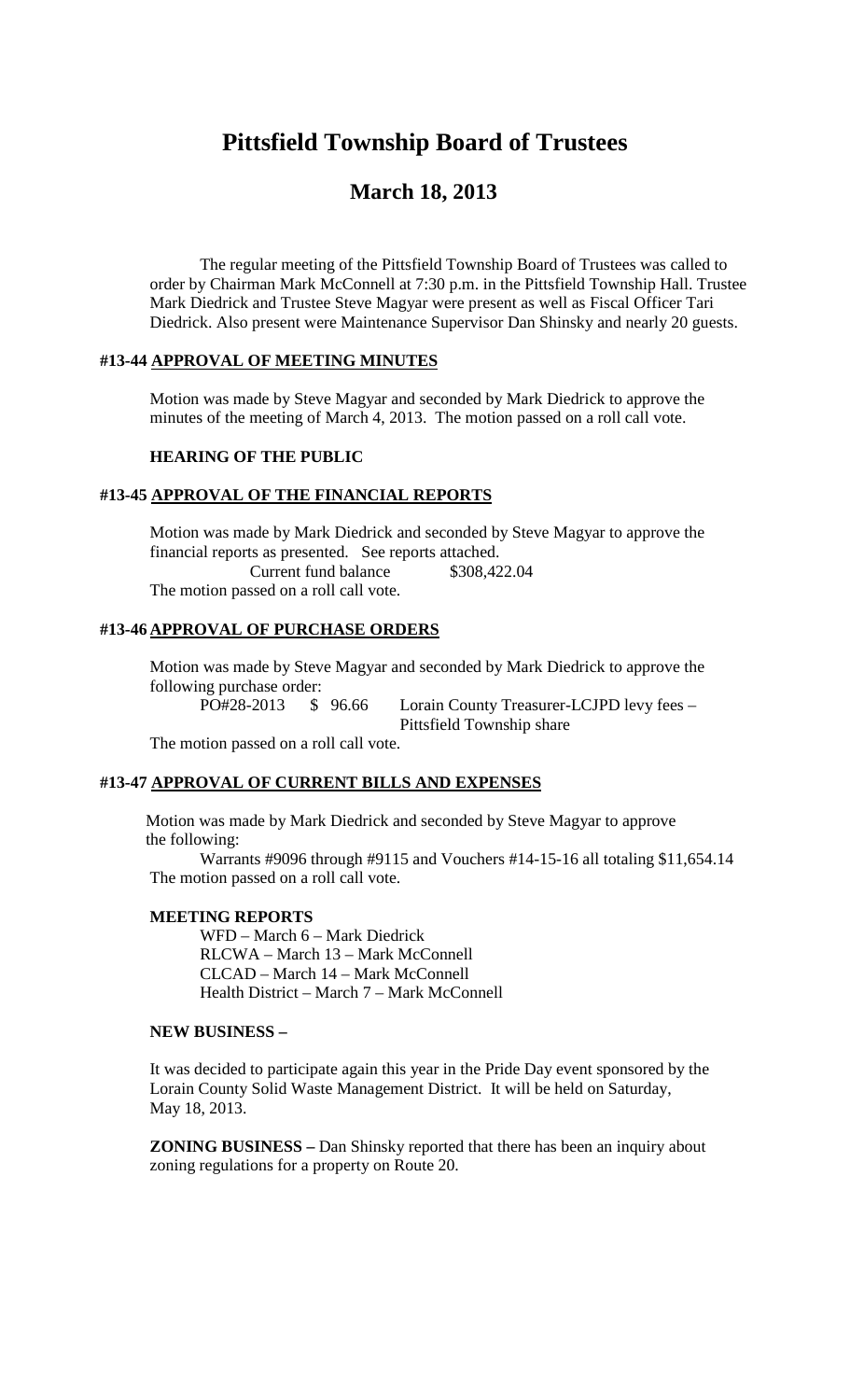# Pittsfield Township Board of Trustees

## March 18, 2013

The regular meeting of the Pittsfield Township Board of Trustees was called to order by Chairman Mark McConnell at 7:30 p.m. in the Pittsfield Township Hall. Trustee Mark Diedrick and Trustee Steve Magyar were present as well as Fiscal Officer Tari Diedrick. Also present were Maintenance Supervisor Dan Shinsky and nearly 20 guests.

### #13-44 APPROVAL OF MEETING MINUTES

Motion was made by Steve Magyar and seconded by Mark Diedrick to approve the minutes of the meeting of March 4, 2013. The motion passed on a roll call vote.

### HEARING OF THE PUBLIC

### #13-45 APPROVAL OF THE FINANCIAL REPORTS

Motion was made by Mark Diedrick and seconded by Steve Magyar to approve the financial reports as presented. See reports attached.

Current fund balance $308,422.04

The motion passed on a roll call vote.

### #13-46 APPROVAL OF PURCHASE ORDERS

Motion was made by Steve Magyar and seconded by Mark Diedrick to approve the following purchase order:

PO#28-2013 $ 96.66 Lorain County Treasurer-LCJPD levy fees – Pittsfield Township share

The motion passed on a roll call vote.

### #13-47 APPROVAL OF CURRENT BILLS AND EXPENSES

Motion was made by Mark Diedrick and seconded by Steve Magyar to approve the following:

Warrants #9096 through #9115 and Vouchers #14-15-16 all totaling $11,654.14

The motion passed on a roll call vote.

### MEETING REPORTS

WFD – March 6 – Mark Diedrick
RLCWA – March 13 – Mark McConnell
CLCAD – March 14 – Mark McConnell
Health District – March 7 – Mark McConnell

### NEW BUSINESS –

It was decided to participate again this year in the Pride Day event sponsored by the Lorain County Solid Waste Management District. It will be held on Saturday, May 18, 2013.

**ZONING BUSINESS –** Dan Shinsky reported that there has been an inquiry about zoning regulations for a property on Route 20.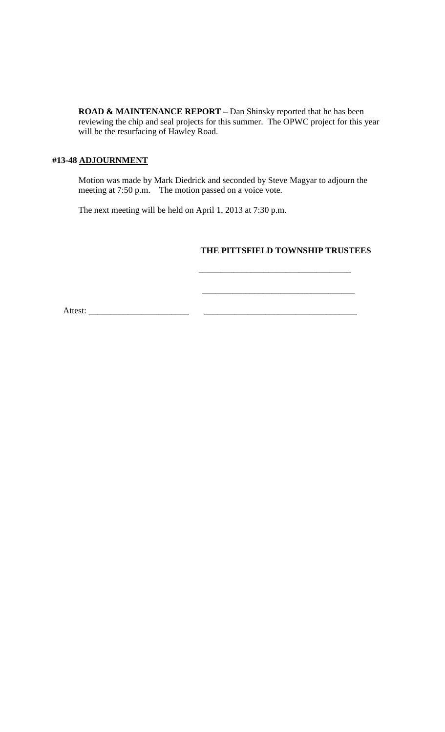**ROAD & MAINTENANCE REPORT –** Dan Shinsky reported that he has been reviewing the chip and seal projects for this summer. The OPWC project for this year will be the resurfacing of Hawley Road.

**#13-48 ADJOURNMENT**

Motion was made by Mark Diedrick and seconded by Steve Magyar to adjourn the meeting at 7:50 p.m. The motion passed on a voice vote.

The next meeting will be held on April 1, 2013 at 7:30 p.m.

**THE PITTSFIELD TOWNSHIP TRUSTEES**

\_\_\_\_\_\_\_\_\_\_\_\_\_\_\_\_\_\_\_\_\_\_\_\_\_\_\_\_\_\_\_\_\_\_\_

\_\_\_\_\_\_\_\_\_\_\_\_\_\_\_\_\_\_\_\_\_\_\_\_\_\_\_\_\_\_\_\_\_\_\_

Attest: \_\_\_\_\_\_\_\_\_\_\_\_\_\_\_\_\_\_\_\_\_\_\_ \_\_\_\_\_\_\_\_\_\_\_\_\_\_\_\_\_\_\_\_\_\_\_\_\_\_\_\_\_\_\_\_\_\_\_